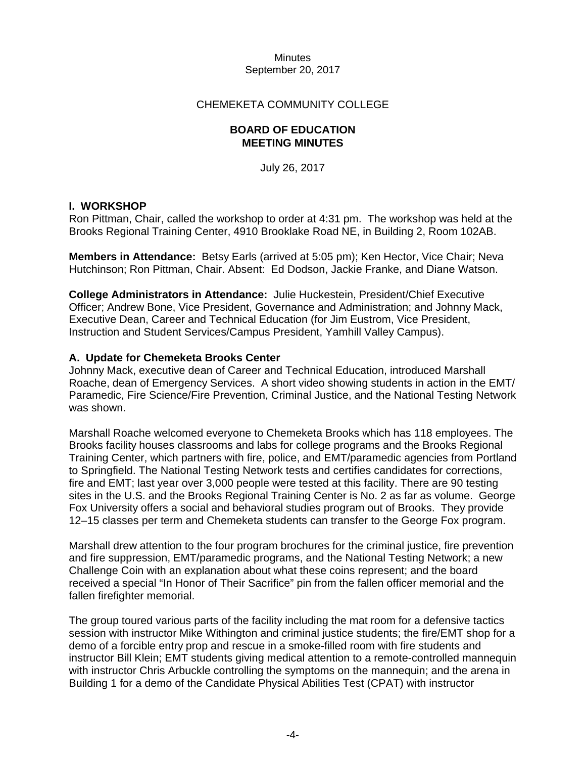Minutes
September 20, 2017

CHEMEKETA COMMUNITY COLLEGE

**BOARD OF EDUCATION**
**MEETING MINUTES**

July 26, 2017

## I. WORKSHOP

Ron Pittman, Chair, called the workshop to order at 4:31 pm. The workshop was held at the Brooks Regional Training Center, 4910 Brooklake Road NE, in Building 2, Room 102AB.

**Members in Attendance:** Betsy Earls (arrived at 5:05 pm); Ken Hector, Vice Chair; Neva Hutchinson; Ron Pittman, Chair. Absent: Ed Dodson, Jackie Franke, and Diane Watson.

**College Administrators in Attendance:** Julie Huckestein, President/Chief Executive Officer; Andrew Bone, Vice President, Governance and Administration; and Johnny Mack, Executive Dean, Career and Technical Education (for Jim Eustrom, Vice President, Instruction and Student Services/Campus President, Yamhill Valley Campus).

### A. Update for Chemeketa Brooks Center

Johnny Mack, executive dean of Career and Technical Education, introduced Marshall Roache, dean of Emergency Services. A short video showing students in action in the EMT/Paramedic, Fire Science/Fire Prevention, Criminal Justice, and the National Testing Network was shown.

Marshall Roache welcomed everyone to Chemeketa Brooks which has 118 employees. The Brooks facility houses classrooms and labs for college programs and the Brooks Regional Training Center, which partners with fire, police, and EMT/paramedic agencies from Portland to Springfield. The National Testing Network tests and certifies candidates for corrections, fire and EMT; last year over 3,000 people were tested at this facility. There are 90 testing sites in the U.S. and the Brooks Regional Training Center is No. 2 as far as volume. George Fox University offers a social and behavioral studies program out of Brooks. They provide 12–15 classes per term and Chemeketa students can transfer to the George Fox program.

Marshall drew attention to the four program brochures for the criminal justice, fire prevention and fire suppression, EMT/paramedic programs, and the National Testing Network; a new Challenge Coin with an explanation about what these coins represent; and the board received a special "In Honor of Their Sacrifice" pin from the fallen officer memorial and the fallen firefighter memorial.

The group toured various parts of the facility including the mat room for a defensive tactics session with instructor Mike Withington and criminal justice students; the fire/EMT shop for a demo of a forcible entry prop and rescue in a smoke-filled room with fire students and instructor Bill Klein; EMT students giving medical attention to a remote-controlled mannequin with instructor Chris Arbuckle controlling the symptoms on the mannequin; and the arena in Building 1 for a demo of the Candidate Physical Abilities Test (CPAT) with instructor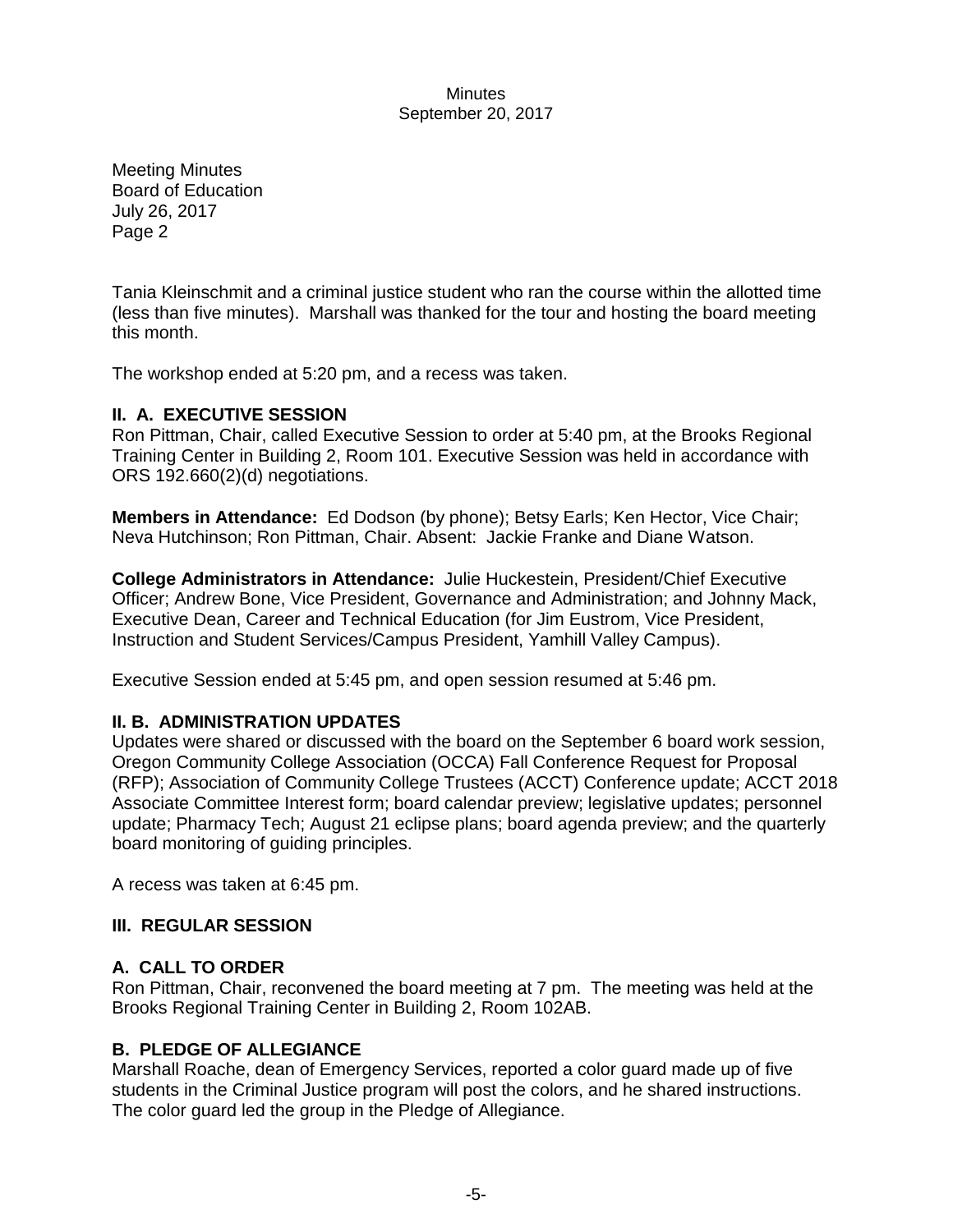Meeting Minutes
Board of Education
July 26, 2017
Page 2

Tania Kleinschmit and a criminal justice student who ran the course within the allotted time (less than five minutes). Marshall was thanked for the tour and hosting the board meeting this month.

The workshop ended at 5:20 pm, and a recess was taken.

**II. A. EXECUTIVE SESSION**

Ron Pittman, Chair, called Executive Session to order at 5:40 pm, at the Brooks Regional Training Center in Building 2, Room 101. Executive Session was held in accordance with ORS 192.660(2)(d) negotiations.

**Members in Attendance:** Ed Dodson (by phone); Betsy Earls; Ken Hector, Vice Chair; Neva Hutchinson; Ron Pittman, Chair. Absent: Jackie Franke and Diane Watson.

**College Administrators in Attendance:** Julie Huckestein, President/Chief Executive Officer; Andrew Bone, Vice President, Governance and Administration; and Johnny Mack, Executive Dean, Career and Technical Education (for Jim Eustrom, Vice President, Instruction and Student Services/Campus President, Yamhill Valley Campus).

Executive Session ended at 5:45 pm, and open session resumed at 5:46 pm.

**II. B. ADMINISTRATION UPDATES**

Updates were shared or discussed with the board on the September 6 board work session, Oregon Community College Association (OCCA) Fall Conference Request for Proposal (RFP); Association of Community College Trustees (ACCT) Conference update; ACCT 2018 Associate Committee Interest form; board calendar preview; legislative updates; personnel update; Pharmacy Tech; August 21 eclipse plans; board agenda preview; and the quarterly board monitoring of guiding principles.

A recess was taken at 6:45 pm.

**III. REGULAR SESSION**

**A. CALL TO ORDER**

Ron Pittman, Chair, reconvened the board meeting at 7 pm. The meeting was held at the Brooks Regional Training Center in Building 2, Room 102AB.

**B. PLEDGE OF ALLEGIANCE**

Marshall Roache, dean of Emergency Services, reported a color guard made up of five students in the Criminal Justice program will post the colors, and he shared instructions. The color guard led the group in the Pledge of Allegiance.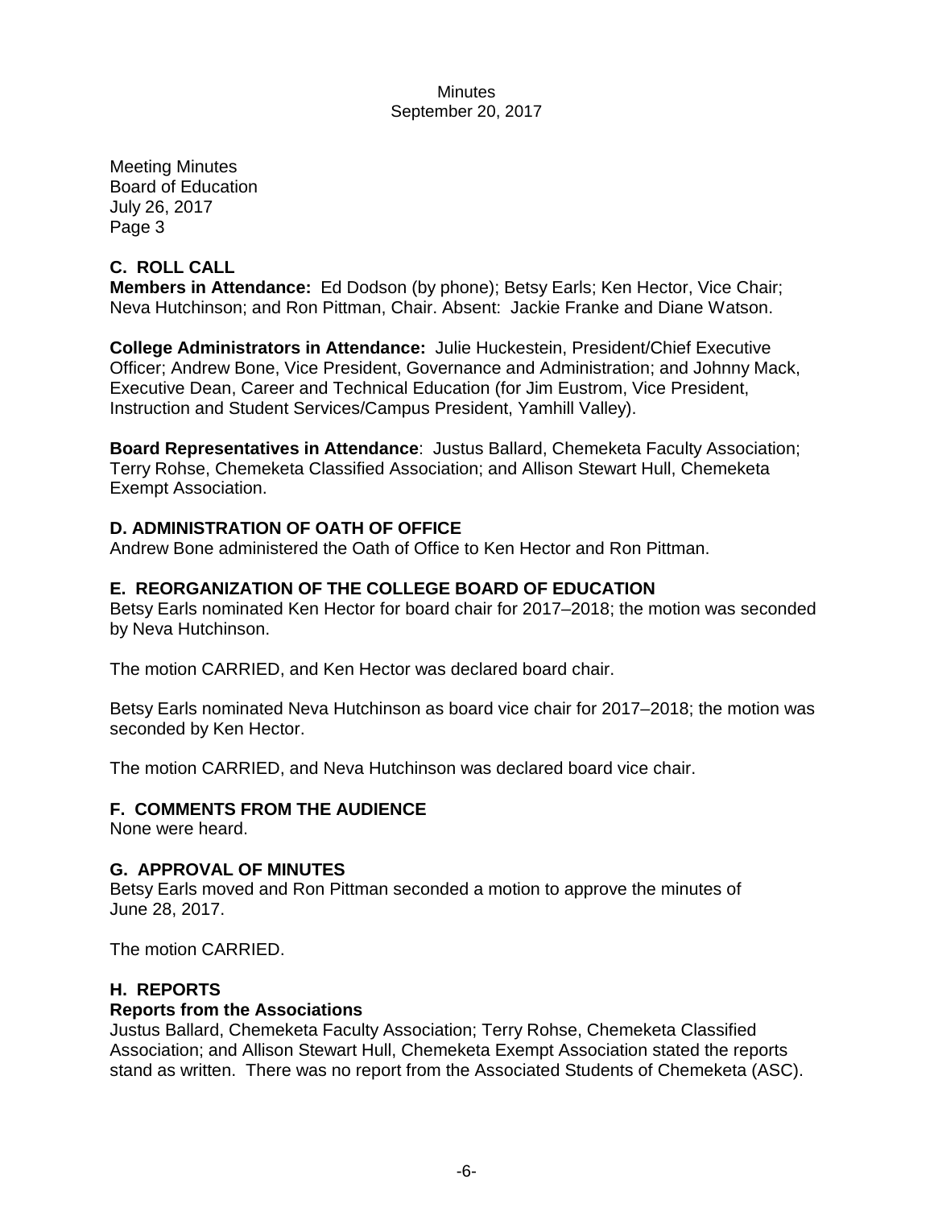Meeting Minutes
Board of Education
July 26, 2017
Page 3

## C. ROLL CALL

**Members in Attendance:** Ed Dodson (by phone); Betsy Earls; Ken Hector, Vice Chair; Neva Hutchinson; and Ron Pittman, Chair. Absent: Jackie Franke and Diane Watson.

**College Administrators in Attendance:** Julie Huckestein, President/Chief Executive Officer; Andrew Bone, Vice President, Governance and Administration; and Johnny Mack, Executive Dean, Career and Technical Education (for Jim Eustrom, Vice President, Instruction and Student Services/Campus President, Yamhill Valley).

**Board Representatives in Attendance**: Justus Ballard, Chemeketa Faculty Association; Terry Rohse, Chemeketa Classified Association; and Allison Stewart Hull, Chemeketa Exempt Association.

## D. ADMINISTRATION OF OATH OF OFFICE

Andrew Bone administered the Oath of Office to Ken Hector and Ron Pittman.

## E. REORGANIZATION OF THE COLLEGE BOARD OF EDUCATION

Betsy Earls nominated Ken Hector for board chair for 2017–2018; the motion was seconded by Neva Hutchinson.

The motion CARRIED, and Ken Hector was declared board chair.

Betsy Earls nominated Neva Hutchinson as board vice chair for 2017–2018; the motion was seconded by Ken Hector.

The motion CARRIED, and Neva Hutchinson was declared board vice chair.

## F. COMMENTS FROM THE AUDIENCE

None were heard.

## G. APPROVAL OF MINUTES

Betsy Earls moved and Ron Pittman seconded a motion to approve the minutes of June 28, 2017.

The motion CARRIED.

## H. REPORTS

### Reports from the Associations

Justus Ballard, Chemeketa Faculty Association; Terry Rohse, Chemeketa Classified Association; and Allison Stewart Hull, Chemeketa Exempt Association stated the reports stand as written. There was no report from the Associated Students of Chemeketa (ASC).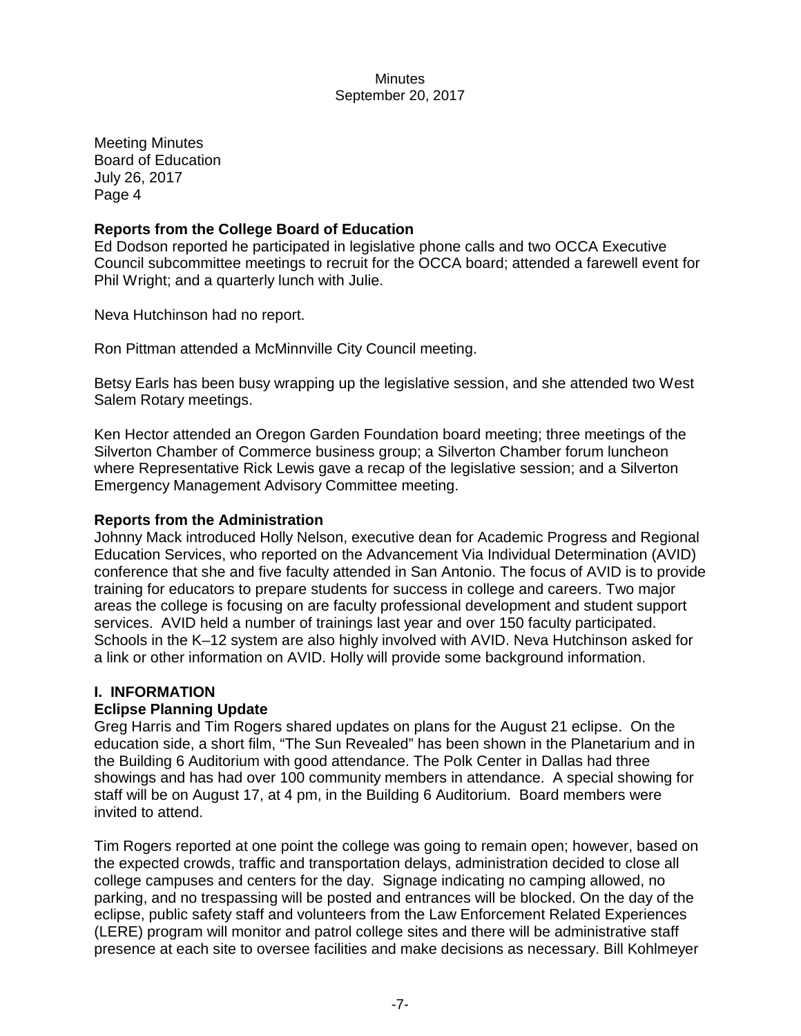Meeting Minutes
Board of Education
July 26, 2017
Page 4

**Reports from the College Board of Education**

Ed Dodson reported he participated in legislative phone calls and two OCCA Executive Council subcommittee meetings to recruit for the OCCA board; attended a farewell event for Phil Wright; and a quarterly lunch with Julie.

Neva Hutchinson had no report.

Ron Pittman attended a McMinnville City Council meeting.

Betsy Earls has been busy wrapping up the legislative session, and she attended two West Salem Rotary meetings.

Ken Hector attended an Oregon Garden Foundation board meeting; three meetings of the Silverton Chamber of Commerce business group; a Silverton Chamber forum luncheon where Representative Rick Lewis gave a recap of the legislative session; and a Silverton Emergency Management Advisory Committee meeting.

**Reports from the Administration**

Johnny Mack introduced Holly Nelson, executive dean for Academic Progress and Regional Education Services, who reported on the Advancement Via Individual Determination (AVID) conference that she and five faculty attended in San Antonio. The focus of AVID is to provide training for educators to prepare students for success in college and careers. Two major areas the college is focusing on are faculty professional development and student support services. AVID held a number of trainings last year and over 150 faculty participated. Schools in the K–12 system are also highly involved with AVID. Neva Hutchinson asked for a link or other information on AVID. Holly will provide some background information.

## I. INFORMATION

**Eclipse Planning Update**

Greg Harris and Tim Rogers shared updates on plans for the August 21 eclipse. On the education side, a short film, "The Sun Revealed" has been shown in the Planetarium and in the Building 6 Auditorium with good attendance. The Polk Center in Dallas had three showings and has had over 100 community members in attendance. A special showing for staff will be on August 17, at 4 pm, in the Building 6 Auditorium. Board members were invited to attend.

Tim Rogers reported at one point the college was going to remain open; however, based on the expected crowds, traffic and transportation delays, administration decided to close all college campuses and centers for the day. Signage indicating no camping allowed, no parking, and no trespassing will be posted and entrances will be blocked. On the day of the eclipse, public safety staff and volunteers from the Law Enforcement Related Experiences (LERE) program will monitor and patrol college sites and there will be administrative staff presence at each site to oversee facilities and make decisions as necessary. Bill Kohlmeyer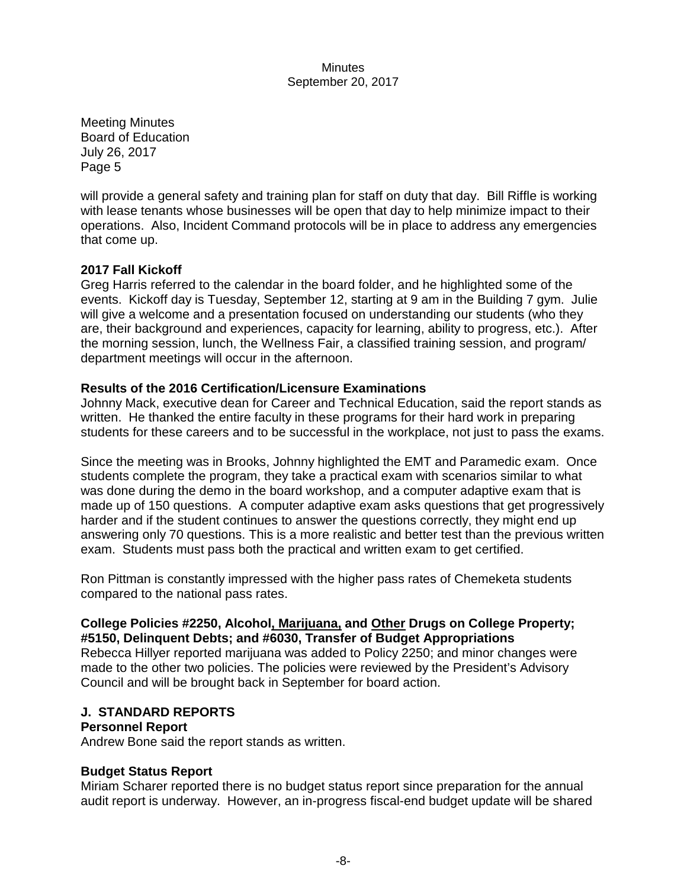Meeting Minutes
Board of Education
July 26, 2017
Page 5

will provide a general safety and training plan for staff on duty that day. Bill Riffle is working with lease tenants whose businesses will be open that day to help minimize impact to their operations. Also, Incident Command protocols will be in place to address any emergencies that come up.

**2017 Fall Kickoff**
Greg Harris referred to the calendar in the board folder, and he highlighted some of the events. Kickoff day is Tuesday, September 12, starting at 9 am in the Building 7 gym. Julie will give a welcome and a presentation focused on understanding our students (who they are, their background and experiences, capacity for learning, ability to progress, etc.). After the morning session, lunch, the Wellness Fair, a classified training session, and program/ department meetings will occur in the afternoon.

**Results of the 2016 Certification/Licensure Examinations**
Johnny Mack, executive dean for Career and Technical Education, said the report stands as written. He thanked the entire faculty in these programs for their hard work in preparing students for these careers and to be successful in the workplace, not just to pass the exams.

Since the meeting was in Brooks, Johnny highlighted the EMT and Paramedic exam. Once students complete the program, they take a practical exam with scenarios similar to what was done during the demo in the board workshop, and a computer adaptive exam that is made up of 150 questions. A computer adaptive exam asks questions that get progressively harder and if the student continues to answer the questions correctly, they might end up answering only 70 questions. This is a more realistic and better test than the previous written exam. Students must pass both the practical and written exam to get certified.

Ron Pittman is constantly impressed with the higher pass rates of Chemeketa students compared to the national pass rates.

**College Policies #2250, Alcohol, Marijuana, and Other Drugs on College Property; #5150, Delinquent Debts; and #6030, Transfer of Budget Appropriations**
Rebecca Hillyer reported marijuana was added to Policy 2250; and minor changes were made to the other two policies. The policies were reviewed by the President's Advisory Council and will be brought back in September for board action.

## J. STANDARD REPORTS

**Personnel Report**
Andrew Bone said the report stands as written.

**Budget Status Report**
Miriam Scharer reported there is no budget status report since preparation for the annual audit report is underway. However, an in-progress fiscal-end budget update will be shared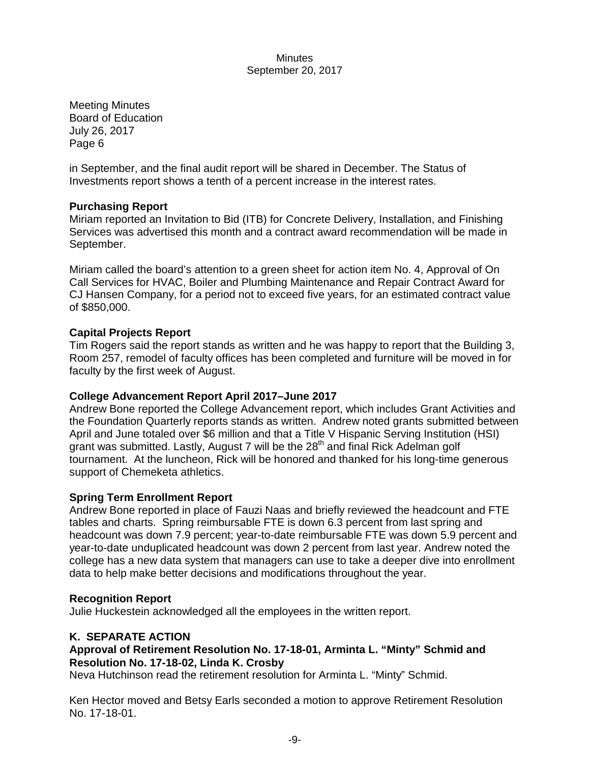in September, and the final audit report will be shared in December. The Status of Investments report shows a tenth of a percent increase in the interest rates.

**Purchasing Report**

Miriam reported an Invitation to Bid (ITB) for Concrete Delivery, Installation, and Finishing Services was advertised this month and a contract award recommendation will be made in September.

Miriam called the board's attention to a green sheet for action item No. 4, Approval of On Call Services for HVAC, Boiler and Plumbing Maintenance and Repair Contract Award for CJ Hansen Company, for a period not to exceed five years, for an estimated contract value of $850,000.

**Capital Projects Report**

Tim Rogers said the report stands as written and he was happy to report that the Building 3, Room 257, remodel of faculty offices has been completed and furniture will be moved in for faculty by the first week of August.

**College Advancement Report April 2017–June 2017**

Andrew Bone reported the College Advancement report, which includes Grant Activities and the Foundation Quarterly reports stands as written. Andrew noted grants submitted between April and June totaled over $6 million and that a Title V Hispanic Serving Institution (HSI) grant was submitted. Lastly, August 7 will be the 28th and final Rick Adelman golf tournament. At the luncheon, Rick will be honored and thanked for his long-time generous support of Chemeketa athletics.

**Spring Term Enrollment Report**

Andrew Bone reported in place of Fauzi Naas and briefly reviewed the headcount and FTE tables and charts. Spring reimbursable FTE is down 6.3 percent from last spring and headcount was down 7.9 percent; year-to-date reimbursable FTE was down 5.9 percent and year-to-date unduplicated headcount was down 2 percent from last year. Andrew noted the college has a new data system that managers can use to take a deeper dive into enrollment data to help make better decisions and modifications throughout the year.

**Recognition Report**

Julie Huckestein acknowledged all the employees in the written report.

**K. SEPARATE ACTION**

**Approval of Retirement Resolution No. 17-18-01, Arminta L. "Minty" Schmid and Resolution No. 17-18-02, Linda K. Crosby**

Neva Hutchinson read the retirement resolution for Arminta L. "Minty" Schmid.

Ken Hector moved and Betsy Earls seconded a motion to approve Retirement Resolution No. 17-18-01.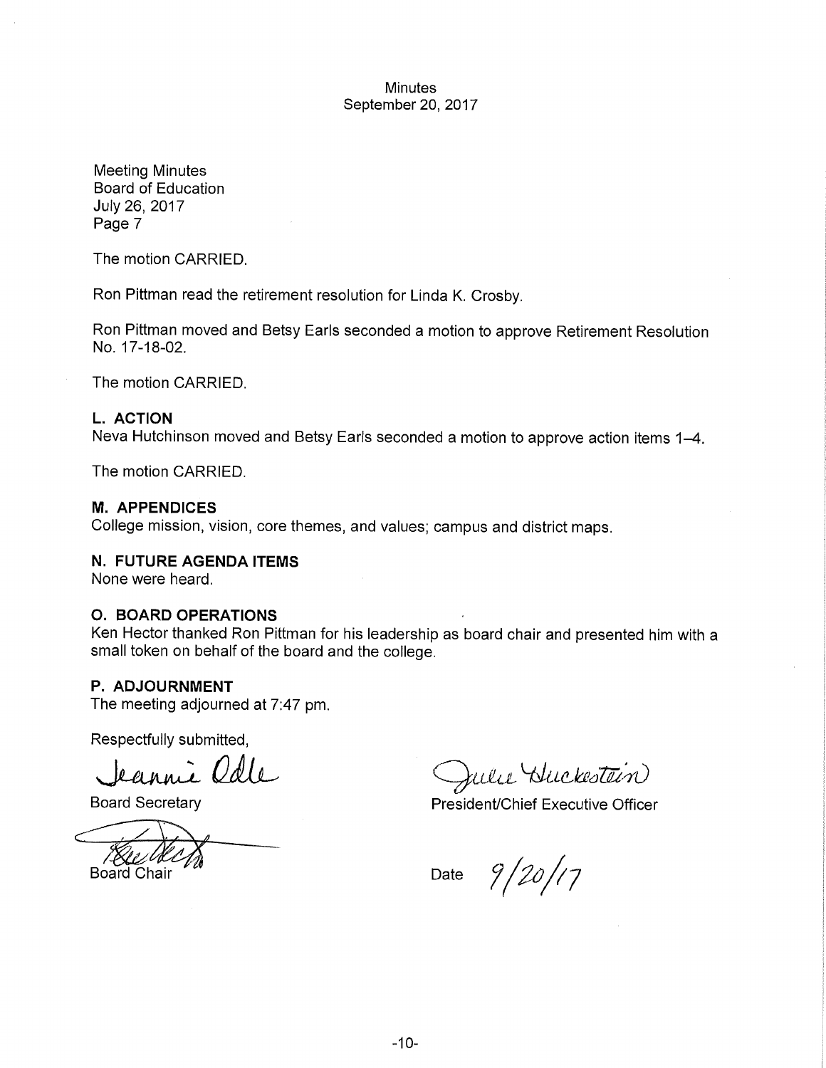Meeting Minutes
Board of Education
July 26, 2017
Page 7

The motion CARRIED.

Ron Pittman read the retirement resolution for Linda K. Crosby.

Ron Pittman moved and Betsy Earls seconded a motion to approve Retirement Resolution No. 17-18-02.

The motion CARRIED.

**L. ACTION**

Neva Hutchinson moved and Betsy Earls seconded a motion to approve action items 1–4.

The motion CARRIED.

**M. APPENDICES**

College mission, vision, core themes, and values; campus and district maps.

**N. FUTURE AGENDA ITEMS**

None were heard.

**O. BOARD OPERATIONS**

Ken Hector thanked Ron Pittman for his leadership as board chair and presented him with a small token on behalf of the board and the college.

**P. ADJOURNMENT**

The meeting adjourned at 7:47 pm.

Respectfully submitted,

Jeannie Odle
Board Secretary

Julie Huckestein
President/Chief Executive Officer

Board Chair

Date 9/20/17